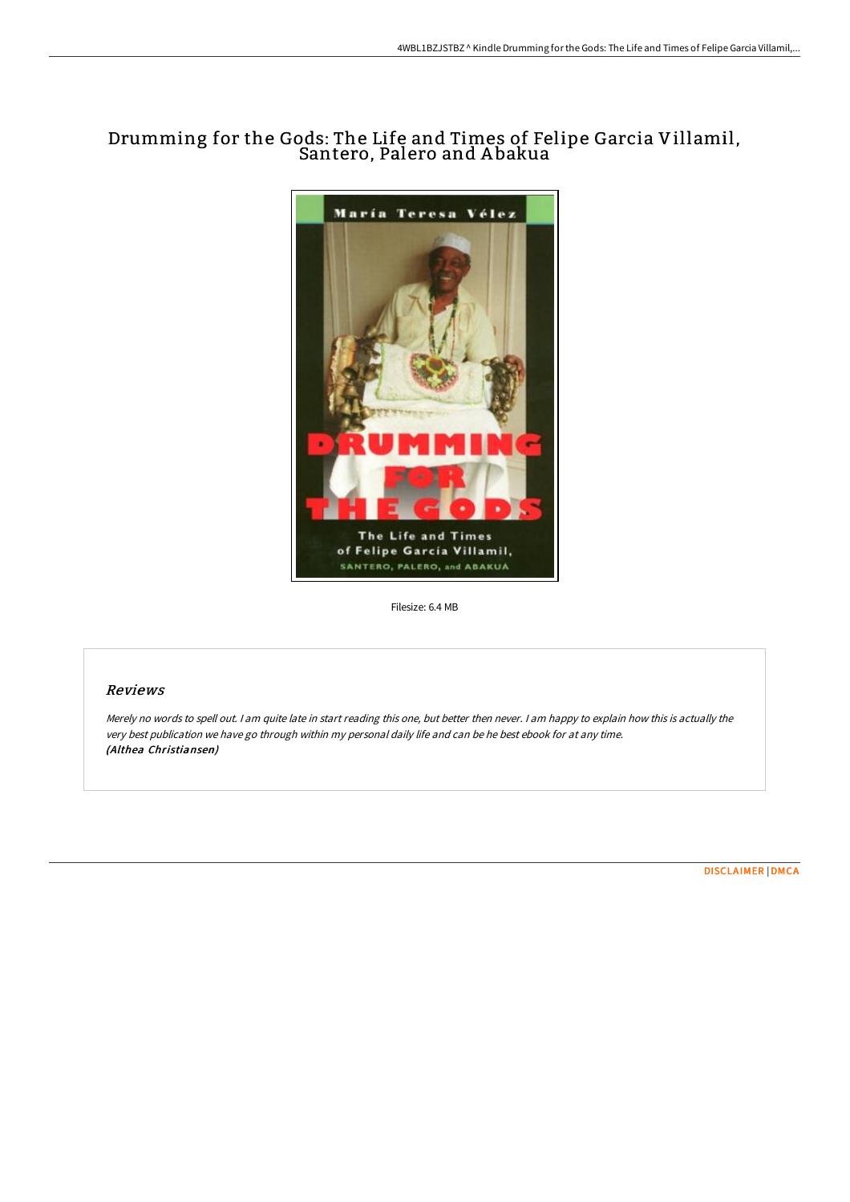# Drumming for the Gods: The Life and Times of Felipe Garcia Villamil, Santero, Palero and Abakua

Filesize: 6.4 MB

## Reviews

*Merely no words to spell out. I am quite late in start reading this one, but better then never. I am happy to explain how this is actually the very best publication we have go through within my personal daily life and can be he best ebook for at any time.*
***(Althea Christiansen)***

DISCLAIMER | DMCA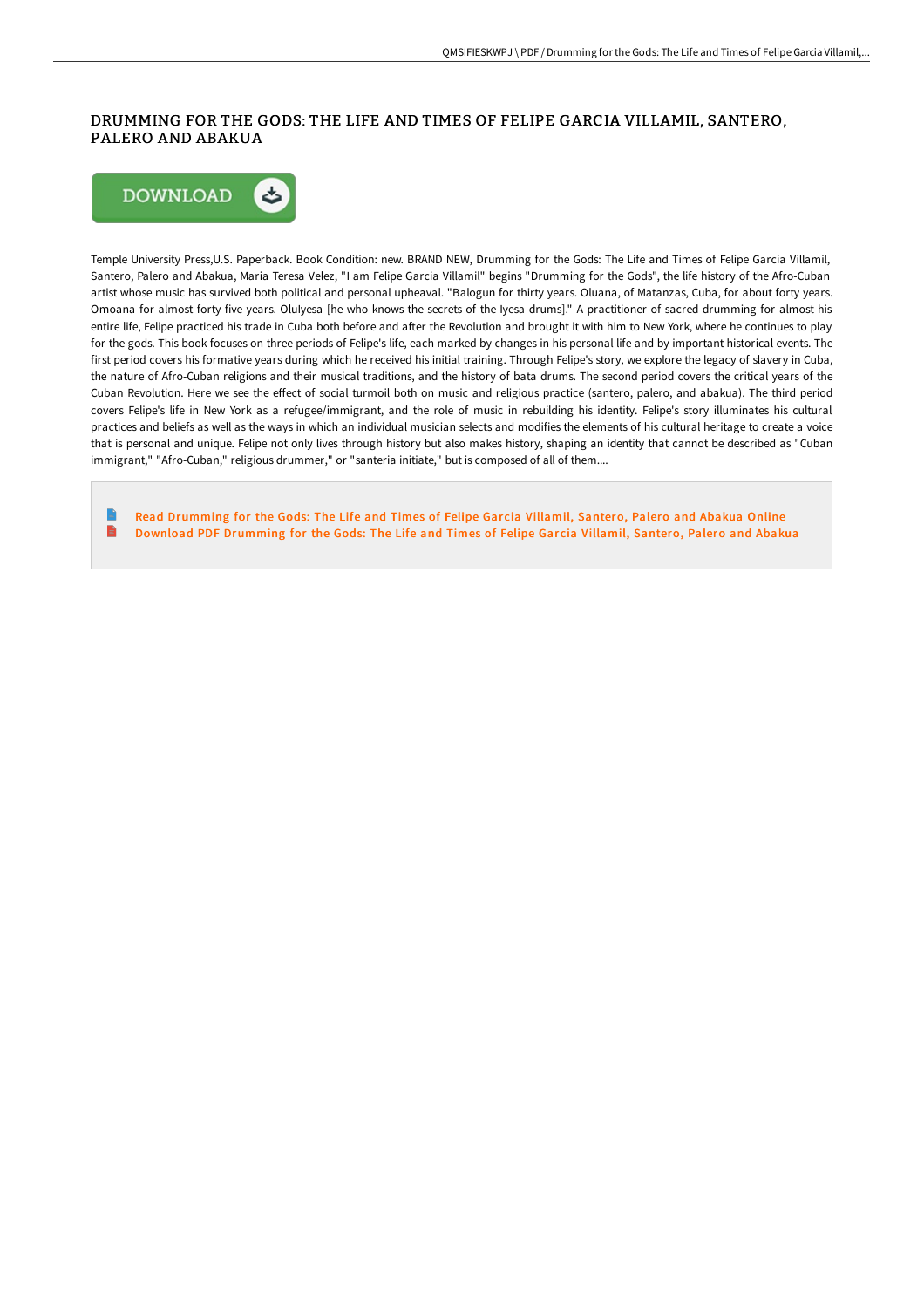# DRUMMING FOR THE GODS: THE LIFE AND TIMES OF FELIPE GARCIA VILLAMIL, SANTERO, PALERO AND ABAKUA

DOWNLOAD

Temple University Press,U.S. Paperback. Book Condition: new. BRAND NEW, Drumming for the Gods: The Life and Times of Felipe Garcia Villamil, Santero, Palero and Abakua, Maria Teresa Velez, "I am Felipe Garcia Villamil" begins "Drumming for the Gods", the life history of the Afro-Cuban artist whose music has survived both political and personal upheaval. "Balogun for thirty years. Oluana, of Matanzas, Cuba, for about forty years. Omoana for almost forty-five years. OluIyesa [he who knows the secrets of the Iyesa drums]." A practitioner of sacred drumming for almost his entire life, Felipe practiced his trade in Cuba both before and after the Revolution and brought it with him to New York, where he continues to play for the gods. This book focuses on three periods of Felipe's life, each marked by changes in his personal life and by important historical events. The first period covers his formative years during which he received his initial training. Through Felipe's story, we explore the legacy of slavery in Cuba, the nature of Afro-Cuban religions and their musical traditions, and the history of bata drums. The second period covers the critical years of the Cuban Revolution. Here we see the effect of social turmoil both on music and religious practice (santero, palero, and abakua). The third period covers Felipe's life in New York as a refugee/immigrant, and the role of music in rebuilding his identity. Felipe's story illuminates his cultural practices and beliefs as well as the ways in which an individual musician selects and modifies the elements of his cultural heritage to create a voice that is personal and unique. Felipe not only lives through history but also makes history, shaping an identity that cannot be described as "Cuban immigrant," "Afro-Cuban," religious drummer," or "santeria initiate," but is composed of all of them....

- Read Drumming for the Gods: The Life and Times of Felipe Garcia Villamil, Santero, Palero and Abakua Online
- Download PDF Drumming for the Gods: The Life and Times of Felipe Garcia Villamil, Santero, Palero and Abakua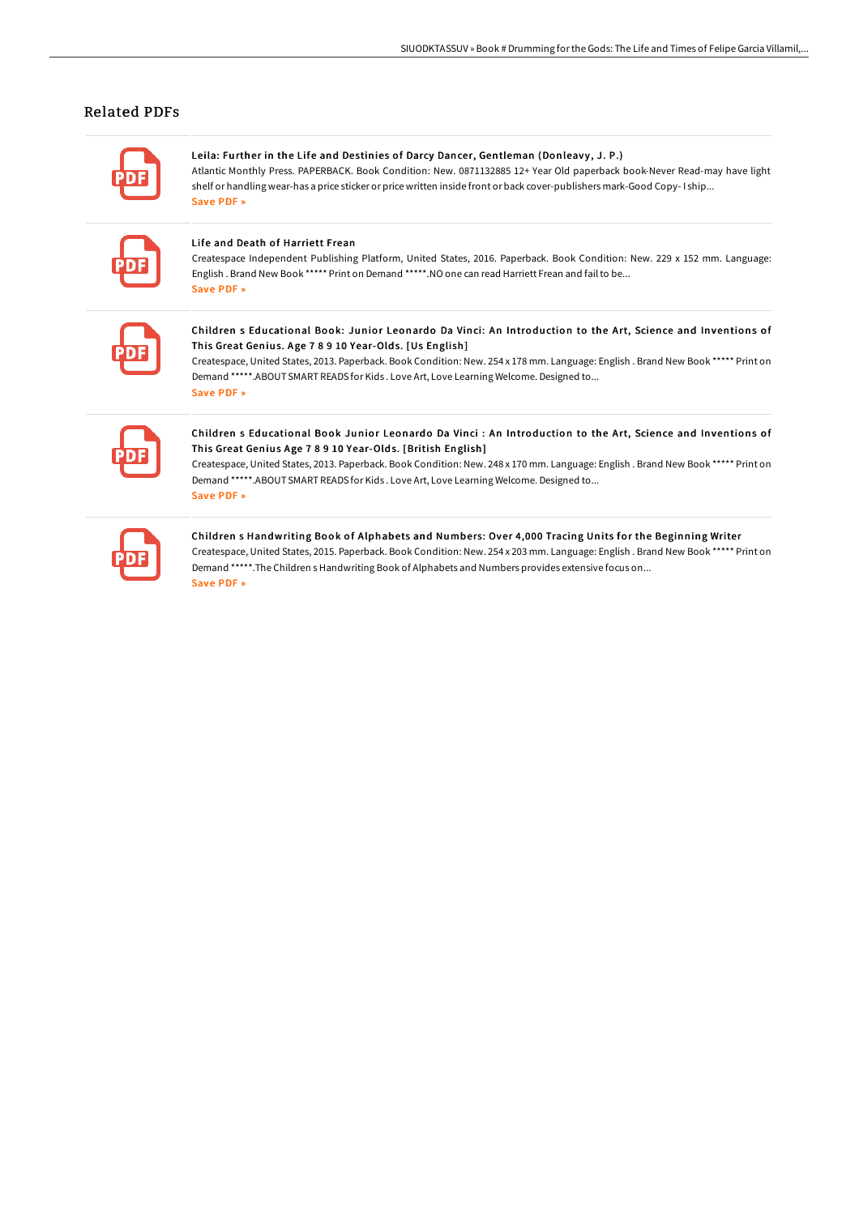## Related PDFs

**Leila: Further in the Life and Destinies of Darcy Dancer, Gentleman (Donleavy, J. P.)**

Atlantic Monthly Press. PAPERBACK. Book Condition: New. 0871132885 12+ Year Old paperback book-Never Read-may have light shelf or handling wear-has a price sticker or price written inside front or back cover-publishers mark-Good Copy- I ship...

Save PDF »

**Life and Death of Harriett Frean**

Createspace Independent Publishing Platform, United States, 2016. Paperback. Book Condition: New. 229 x 152 mm. Language: English . Brand New Book ***** Print on Demand *****.NO one can read Harriett Frean and fail to be...

Save PDF »

**Children s Educational Book: Junior Leonardo Da Vinci: An Introduction to the Art, Science and Inventions of This Great Genius. Age 7 8 9 10 Year-Olds. [Us English]**

Createspace, United States, 2013. Paperback. Book Condition: New. 254 x 178 mm. Language: English . Brand New Book ***** Print on Demand *****.ABOUT SMART READS for Kids . Love Art, Love Learning Welcome. Designed to...

Save PDF »

**Children s Educational Book Junior Leonardo Da Vinci : An Introduction to the Art, Science and Inventions of This Great Genius Age 7 8 9 10 Year-Olds. [British English]**

Createspace, United States, 2013. Paperback. Book Condition: New. 248 x 170 mm. Language: English . Brand New Book ***** Print on Demand *****.ABOUT SMART READS for Kids . Love Art, Love Learning Welcome. Designed to...

Save PDF »

**Children s Handwriting Book of Alphabets and Numbers: Over 4,000 Tracing Units for the Beginning Writer**

Createspace, United States, 2015. Paperback. Book Condition: New. 254 x 203 mm. Language: English . Brand New Book ***** Print on Demand *****.The Children s Handwriting Book of Alphabets and Numbers provides extensive focus on...

Save PDF »